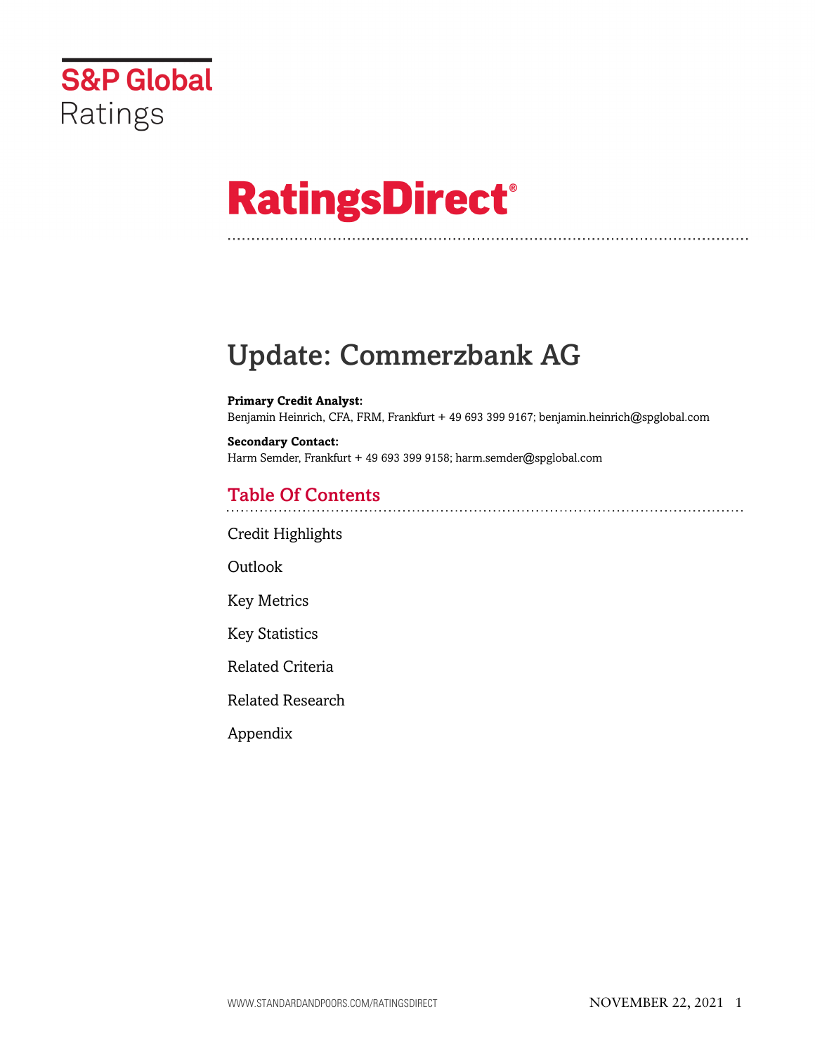S&P Global Ratings

# RatingsDirect®

# Update: Commerzbank AG

**Primary Credit Analyst:**
Benjamin Heinrich, CFA, FRM, Frankfurt + 49 693 399 9167; benjamin.heinrich@spglobal.com

**Secondary Contact:**
Harm Semder, Frankfurt + 49 693 399 9158; harm.semder@spglobal.com

## Table Of Contents

Credit Highlights

Outlook

Key Metrics

Key Statistics

Related Criteria

Related Research

Appendix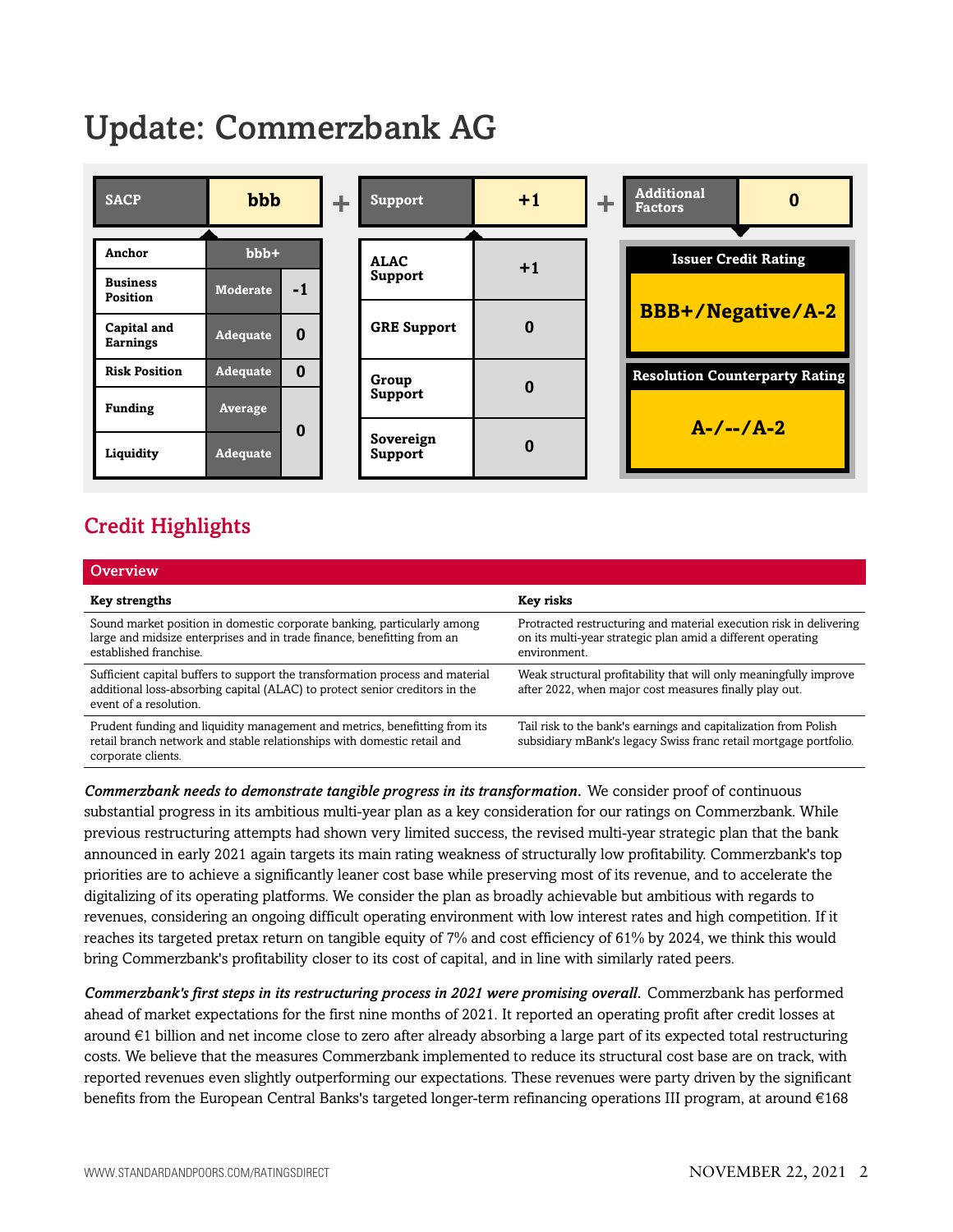# Update: Commerzbank AG

| SACP | bbb | | + | Support | +1 | + | Additional Factors | 0 |
|---|---|---|---|---|---|---|---|---|
| Anchor | bbb+ | | | ALAC Support | +1 | | Issuer Credit Rating | |
| Business Position | Moderate | -1 | | GRE Support | 0 | | BBB+/Negative/A-2 | |
| Capital and Earnings | Adequate | 0 | | Group Support | 0 | | Resolution Counterparty Rating | |
| Risk Position | Adequate | 0 | | Sovereign Support | 0 | | A-/--/A-2 | |
| Funding | Average | 0 | | | | | | |
| Liquidity | Adequate | | | | | | | |

## Credit Highlights

**Overview**

| Key strengths | Key risks |
|---|---|
| Sound market position in domestic corporate banking, particularly among large and midsize enterprises and in trade finance, benefitting from an established franchise. | Protracted restructuring and material execution risk in delivering on its multi-year strategic plan amid a different operating environment. |
| Sufficient capital buffers to support the transformation process and material additional loss-absorbing capital (ALAC) to protect senior creditors in the event of a resolution. | Weak structural profitability that will only meaningfully improve after 2022, when major cost measures finally play out. |
| Prudent funding and liquidity management and metrics, benefitting from its retail branch network and stable relationships with domestic retail and corporate clients. | Tail risk to the bank's earnings and capitalization from Polish subsidiary mBank's legacy Swiss franc retail mortgage portfolio. |

***Commerzbank needs to demonstrate tangible progress in its transformation.*** We consider proof of continuous substantial progress in its ambitious multi-year plan as a key consideration for our ratings on Commerzbank. While previous restructuring attempts had shown very limited success, the revised multi-year strategic plan that the bank announced in early 2021 again targets its main rating weakness of structurally low profitability. Commerzbank's top priorities are to achieve a significantly leaner cost base while preserving most of its revenue, and to accelerate the digitalizing of its operating platforms. We consider the plan as broadly achievable but ambitious with regards to revenues, considering an ongoing difficult operating environment with low interest rates and high competition. If it reaches its targeted pretax return on tangible equity of 7% and cost efficiency of 61% by 2024, we think this would bring Commerzbank's profitability closer to its cost of capital, and in line with similarly rated peers.

***Commerzbank's first steps in its restructuring process in 2021 were promising overall.*** Commerzbank has performed ahead of market expectations for the first nine months of 2021. It reported an operating profit after credit losses at around €1 billion and net income close to zero after already absorbing a large part of its expected total restructuring costs. We believe that the measures Commerzbank implemented to reduce its structural cost base are on track, with reported revenues even slightly outperforming our expectations. These revenues were party driven by the significant benefits from the European Central Banks's targeted longer-term refinancing operations III program, at around €168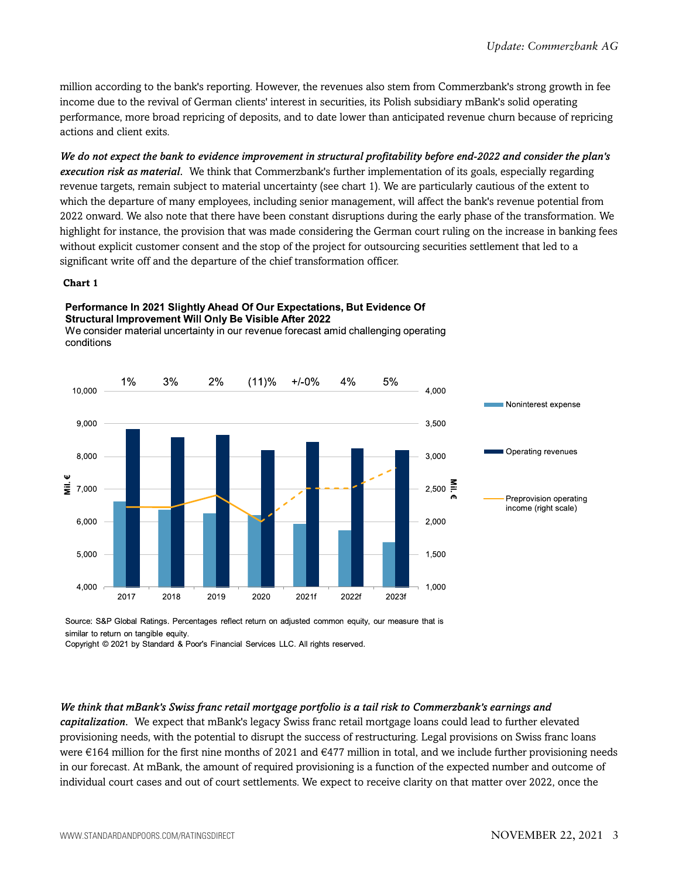million according to the bank's reporting. However, the revenues also stem from Commerzbank's strong growth in fee income due to the revival of German clients' interest in securities, its Polish subsidiary mBank's solid operating performance, more broad repricing of deposits, and to date lower than anticipated revenue churn because of repricing actions and client exits.

***We do not expect the bank to evidence improvement in structural profitability before end-2022 and consider the plan's execution risk as material.*** We think that Commerzbank's further implementation of its goals, especially regarding revenue targets, remain subject to material uncertainty (see chart 1). We are particularly cautious of the extent to which the departure of many employees, including senior management, will affect the bank's revenue potential from 2022 onward. We also note that there have been constant disruptions during the early phase of the transformation. We highlight for instance, the provision that was made considering the German court ruling on the increase in banking fees without explicit customer consent and the stop of the project for outsourcing securities settlement that led to a significant write off and the departure of the chief transformation officer.

**Chart 1**

**Performance In 2021 Slightly Ahead Of Our Expectations, But Evidence Of Structural Improvement Will Only Be Visible After 2022**

We consider material uncertainty in our revenue forecast amid challenging operating conditions

Source: S&P Global Ratings. Percentages reflect return on adjusted common equity, our measure that is similar to return on tangible equity.

Copyright © 2021 by Standard & Poor's Financial Services LLC. All rights reserved.

***We think that mBank's Swiss franc retail mortgage portfolio is a tail risk to Commerzbank's earnings and capitalization.*** We expect that mBank's legacy Swiss franc retail mortgage loans could lead to further elevated provisioning needs, with the potential to disrupt the success of restructuring. Legal provisions on Swiss franc loans were €164 million for the first nine months of 2021 and €477 million in total, and we include further provisioning needs in our forecast. At mBank, the amount of required provisioning is a function of the expected number and outcome of individual court cases and out of court settlements. We expect to receive clarity on that matter over 2022, once the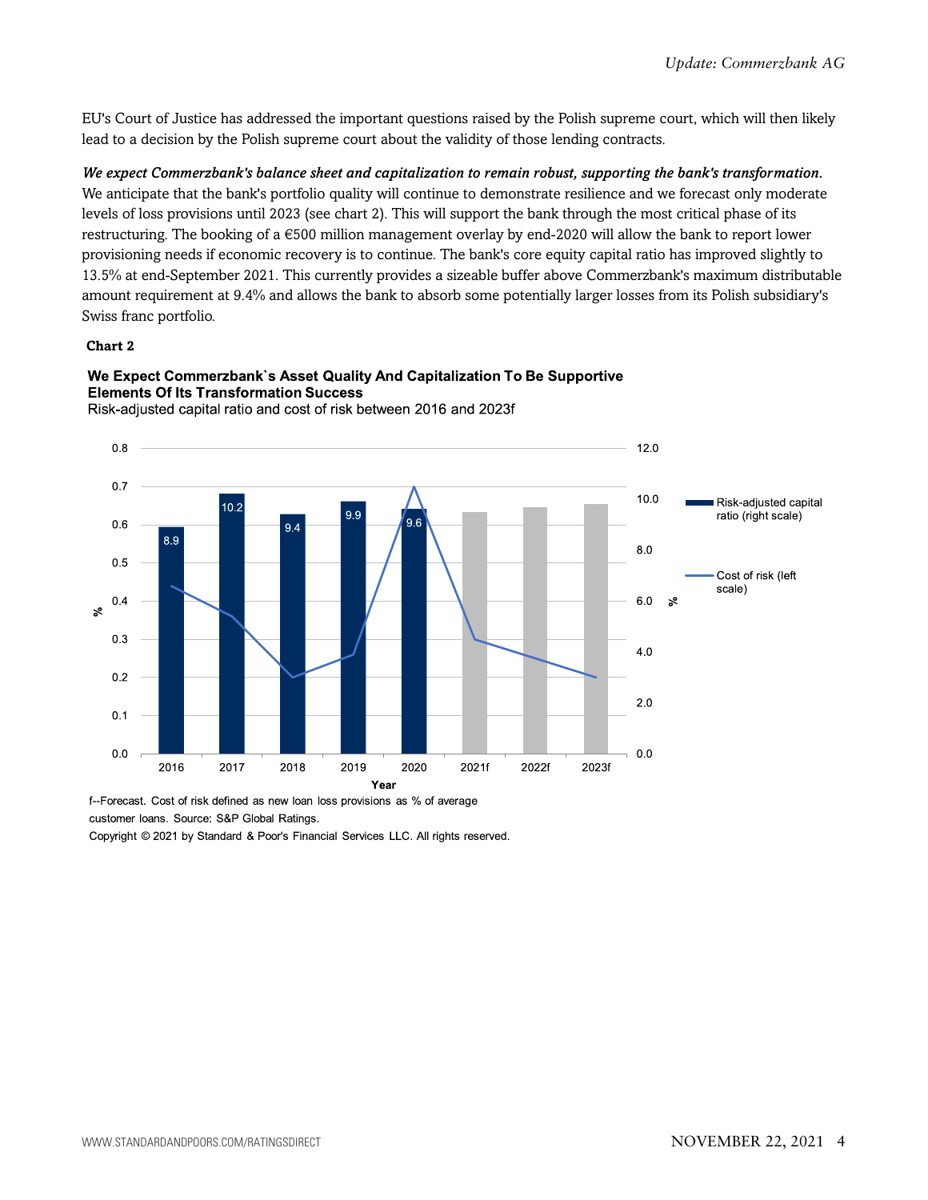EU's Court of Justice has addressed the important questions raised by the Polish supreme court, which will then likely lead to a decision by the Polish supreme court about the validity of those lending contracts.

***We expect Commerzbank's balance sheet and capitalization to remain robust, supporting the bank's transformation.*** We anticipate that the bank's portfolio quality will continue to demonstrate resilience and we forecast only moderate levels of loss provisions until 2023 (see chart 2). This will support the bank through the most critical phase of its restructuring. The booking of a €500 million management overlay by end-2020 will allow the bank to report lower provisioning needs if economic recovery is to continue. The bank's core equity capital ratio has improved slightly to 13.5% at end-September 2021. This currently provides a sizeable buffer above Commerzbank's maximum distributable amount requirement at 9.4% and allows the bank to absorb some potentially larger losses from its Polish subsidiary's Swiss franc portfolio.

**Chart 2**

**We Expect Commerzbank`s Asset Quality And Capitalization To Be Supportive Elements Of Its Transformation Success**

Risk-adjusted capital ratio and cost of risk between 2016 and 2023f

| Year | Risk-adjusted capital ratio (right scale, %) |
|---|---|
| 2016 | 8.9 |
| 2017 | 10.2 |
| 2018 | 9.4 |
| 2019 | 9.9 |
| 2020 | 9.6 |
| 2021f | |
| 2022f | |
| 2023f | |

f--Forecast. Cost of risk defined as new loan loss provisions as % of average customer loans. Source: S&P Global Ratings.

Copyright © 2021 by Standard & Poor's Financial Services LLC. All rights reserved.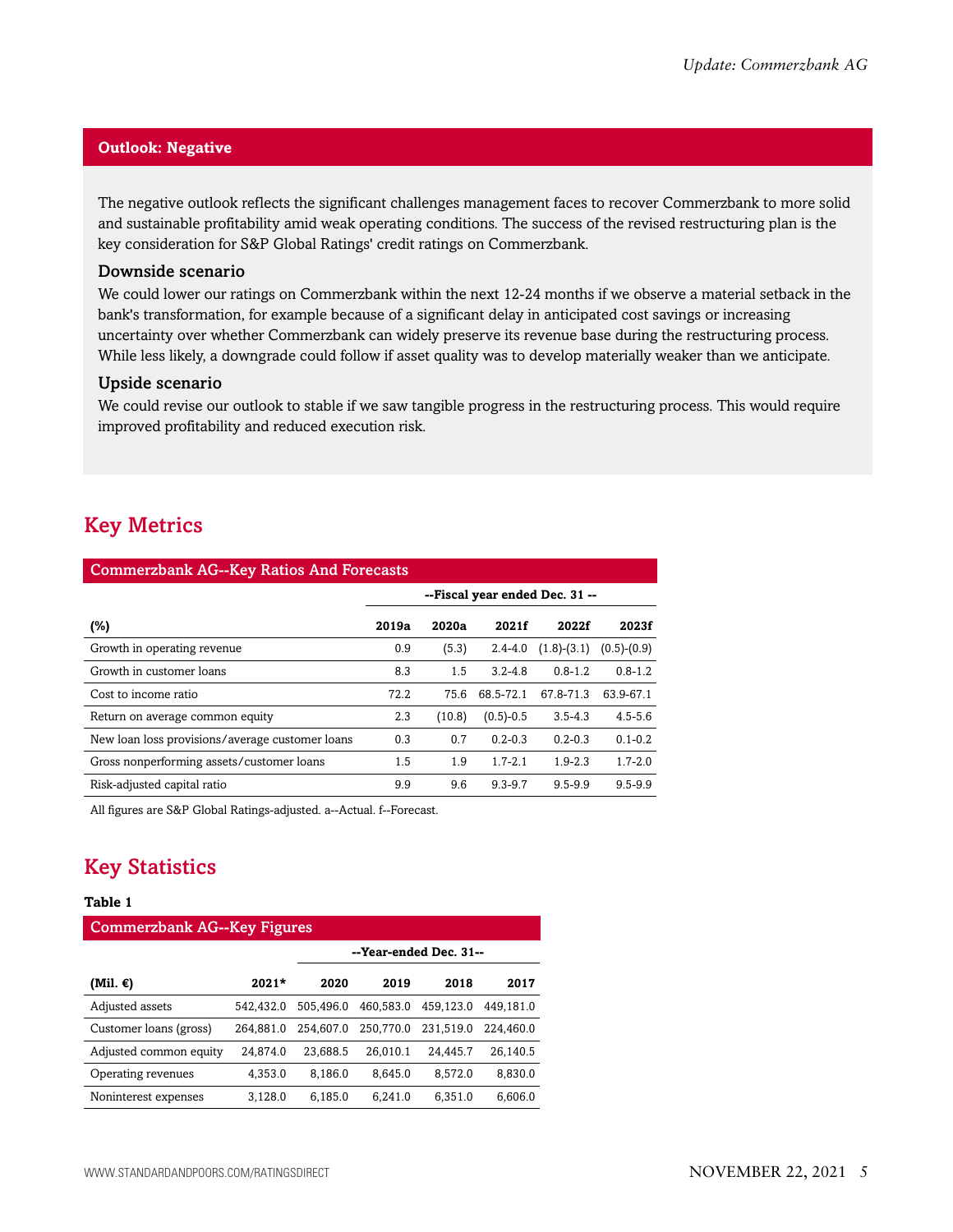## Outlook: Negative

The negative outlook reflects the significant challenges management faces to recover Commerzbank to more solid and sustainable profitability amid weak operating conditions. The success of the revised restructuring plan is the key consideration for S&P Global Ratings' credit ratings on Commerzbank.

### Downside scenario

We could lower our ratings on Commerzbank within the next 12-24 months if we observe a material setback in the bank's transformation, for example because of a significant delay in anticipated cost savings or increasing uncertainty over whether Commerzbank can widely preserve its revenue base during the restructuring process. While less likely, a downgrade could follow if asset quality was to develop materially weaker than we anticipate.

### Upside scenario

We could revise our outlook to stable if we saw tangible progress in the restructuring process. This would require improved profitability and reduced execution risk.

## Key Metrics

**Commerzbank AG--Key Ratios And Forecasts**

| | --Fiscal year ended Dec. 31 -- | | | | |
|---|---|---|---|---|---|
| **(%)** | **2019a** | **2020a** | **2021f** | **2022f** | **2023f** |
| Growth in operating revenue | 0.9 | (5.3) | 2.4-4.0 | (1.8)-(3.1) | (0.5)-(0.9) |
| Growth in customer loans | 8.3 | 1.5 | 3.2-4.8 | 0.8-1.2 | 0.8-1.2 |
| Cost to income ratio | 72.2 | 75.6 | 68.5-72.1 | 67.8-71.3 | 63.9-67.1 |
| Return on average common equity | 2.3 | (10.8) | (0.5)-0.5 | 3.5-4.3 | 4.5-5.6 |
| New loan loss provisions/average customer loans | 0.3 | 0.7 | 0.2-0.3 | 0.2-0.3 | 0.1-0.2 |
| Gross nonperforming assets/customer loans | 1.5 | 1.9 | 1.7-2.1 | 1.9-2.3 | 1.7-2.0 |
| Risk-adjusted capital ratio | 9.9 | 9.6 | 9.3-9.7 | 9.5-9.9 | 9.5-9.9 |

All figures are S&P Global Ratings-adjusted. a--Actual. f--Forecast.

## Key Statistics

**Table 1**

**Commerzbank AG--Key Figures**

| | | --Year-ended Dec. 31-- | | | |
|---|---|---|---|---|---|
| **(Mil. €)** | **2021*** | **2020** | **2019** | **2018** | **2017** |
| Adjusted assets | 542,432.0 | 505,496.0 | 460,583.0 | 459,123.0 | 449,181.0 |
| Customer loans (gross) | 264,881.0 | 254,607.0 | 250,770.0 | 231,519.0 | 224,460.0 |
| Adjusted common equity | 24,874.0 | 23,688.5 | 26,010.1 | 24,445.7 | 26,140.5 |
| Operating revenues | 4,353.0 | 8,186.0 | 8,645.0 | 8,572.0 | 8,830.0 |
| Noninterest expenses | 3,128.0 | 6,185.0 | 6,241.0 | 6,351.0 | 6,606.0 |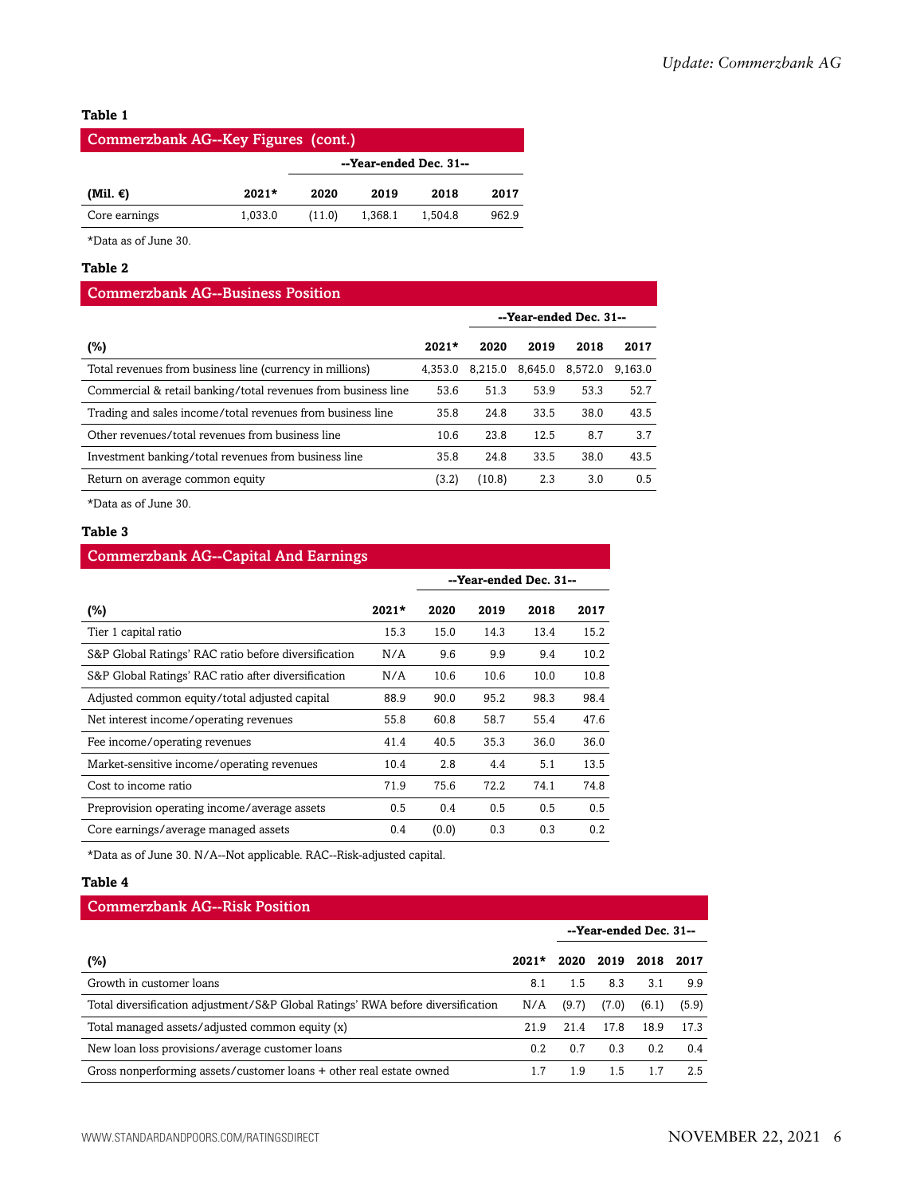**Table 1**

| Commerzbank AG--Key Figures (cont.) | | | | | |
|---|---|---|---|---|---|
| | | --Year-ended Dec. 31-- | | | |
| (Mil. €) | 2021* | 2020 | 2019 | 2018 | 2017 |
| Core earnings | 1,033.0 | (11.0) | 1,368.1 | 1,504.8 | 962.9 |

*Data as of June 30.

**Table 2**

| Commerzbank AG--Business Position | | | | | |
|---|---|---|---|---|---|
| | | --Year-ended Dec. 31-- | | | |
| (%) | 2021* | 2020 | 2019 | 2018 | 2017 |
| Total revenues from business line (currency in millions) | 4,353.0 | 8,215.0 | 8,645.0 | 8,572.0 | 9,163.0 |
| Commercial & retail banking/total revenues from business line | 53.6 | 51.3 | 53.9 | 53.3 | 52.7 |
| Trading and sales income/total revenues from business line | 35.8 | 24.8 | 33.5 | 38.0 | 43.5 |
| Other revenues/total revenues from business line | 10.6 | 23.8 | 12.5 | 8.7 | 3.7 |
| Investment banking/total revenues from business line | 35.8 | 24.8 | 33.5 | 38.0 | 43.5 |
| Return on average common equity | (3.2) | (10.8) | 2.3 | 3.0 | 0.5 |

*Data as of June 30.

**Table 3**

| Commerzbank AG--Capital And Earnings | | | | | |
|---|---|---|---|---|---|
| | | --Year-ended Dec. 31-- | | | |
| (%) | 2021* | 2020 | 2019 | 2018 | 2017 |
| Tier 1 capital ratio | 15.3 | 15.0 | 14.3 | 13.4 | 15.2 |
| S&P Global Ratings' RAC ratio before diversification | N/A | 9.6 | 9.9 | 9.4 | 10.2 |
| S&P Global Ratings' RAC ratio after diversification | N/A | 10.6 | 10.6 | 10.0 | 10.8 |
| Adjusted common equity/total adjusted capital | 88.9 | 90.0 | 95.2 | 98.3 | 98.4 |
| Net interest income/operating revenues | 55.8 | 60.8 | 58.7 | 55.4 | 47.6 |
| Fee income/operating revenues | 41.4 | 40.5 | 35.3 | 36.0 | 36.0 |
| Market-sensitive income/operating revenues | 10.4 | 2.8 | 4.4 | 5.1 | 13.5 |
| Cost to income ratio | 71.9 | 75.6 | 72.2 | 74.1 | 74.8 |
| Preprovision operating income/average assets | 0.5 | 0.4 | 0.5 | 0.5 | 0.5 |
| Core earnings/average managed assets | 0.4 | (0.0) | 0.3 | 0.3 | 0.2 |

*Data as of June 30. N/A--Not applicable. RAC--Risk-adjusted capital.

**Table 4**

| Commerzbank AG--Risk Position | | | | | |
|---|---|---|---|---|---|
| | | --Year-ended Dec. 31-- | | | |
| (%) | 2021* | 2020 | 2019 | 2018 | 2017 |
| Growth in customer loans | 8.1 | 1.5 | 8.3 | 3.1 | 9.9 |
| Total diversification adjustment/S&P Global Ratings' RWA before diversification | N/A | (9.7) | (7.0) | (6.1) | (5.9) |
| Total managed assets/adjusted common equity (x) | 21.9 | 21.4 | 17.8 | 18.9 | 17.3 |
| New loan loss provisions/average customer loans | 0.2 | 0.7 | 0.3 | 0.2 | 0.4 |
| Gross nonperforming assets/customer loans + other real estate owned | 1.7 | 1.9 | 1.5 | 1.7 | 2.5 |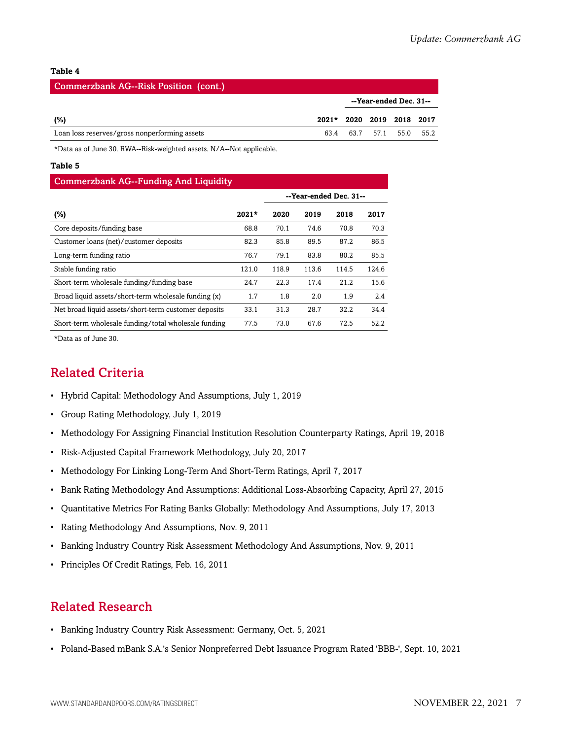**Table 4**

| Commerzbank AG--Risk Position (cont.) | | | | | |
|---|---|---|---|---|---|
| | | --Year-ended Dec. 31-- | | | |
| (%) | 2021* | 2020 | 2019 | 2018 | 2017 |
| Loan loss reserves/gross nonperforming assets | 63.4 | 63.7 | 57.1 | 55.0 | 55.2 |

*Data as of June 30. RWA--Risk-weighted assets. N/A--Not applicable.

**Table 5**

| Commerzbank AG--Funding And Liquidity | | | | | |
|---|---|---|---|---|---|
| | | --Year-ended Dec. 31-- | | | |
| (%) | 2021* | 2020 | 2019 | 2018 | 2017 |
| Core deposits/funding base | 68.8 | 70.1 | 74.6 | 70.8 | 70.3 |
| Customer loans (net)/customer deposits | 82.3 | 85.8 | 89.5 | 87.2 | 86.5 |
| Long-term funding ratio | 76.7 | 79.1 | 83.8 | 80.2 | 85.5 |
| Stable funding ratio | 121.0 | 118.9 | 113.6 | 114.5 | 124.6 |
| Short-term wholesale funding/funding base | 24.7 | 22.3 | 17.4 | 21.2 | 15.6 |
| Broad liquid assets/short-term wholesale funding (x) | 1.7 | 1.8 | 2.0 | 1.9 | 2.4 |
| Net broad liquid assets/short-term customer deposits | 33.1 | 31.3 | 28.7 | 32.2 | 34.4 |
| Short-term wholesale funding/total wholesale funding | 77.5 | 73.0 | 67.6 | 72.5 | 52.2 |

*Data as of June 30.

## Related Criteria

- Hybrid Capital: Methodology And Assumptions, July 1, 2019
- Group Rating Methodology, July 1, 2019
- Methodology For Assigning Financial Institution Resolution Counterparty Ratings, April 19, 2018
- Risk-Adjusted Capital Framework Methodology, July 20, 2017
- Methodology For Linking Long-Term And Short-Term Ratings, April 7, 2017
- Bank Rating Methodology And Assumptions: Additional Loss-Absorbing Capacity, April 27, 2015
- Quantitative Metrics For Rating Banks Globally: Methodology And Assumptions, July 17, 2013
- Rating Methodology And Assumptions, Nov. 9, 2011
- Banking Industry Country Risk Assessment Methodology And Assumptions, Nov. 9, 2011
- Principles Of Credit Ratings, Feb. 16, 2011

## Related Research

- Banking Industry Country Risk Assessment: Germany, Oct. 5, 2021
- Poland-Based mBank S.A.'s Senior Nonpreferred Debt Issuance Program Rated 'BBB-', Sept. 10, 2021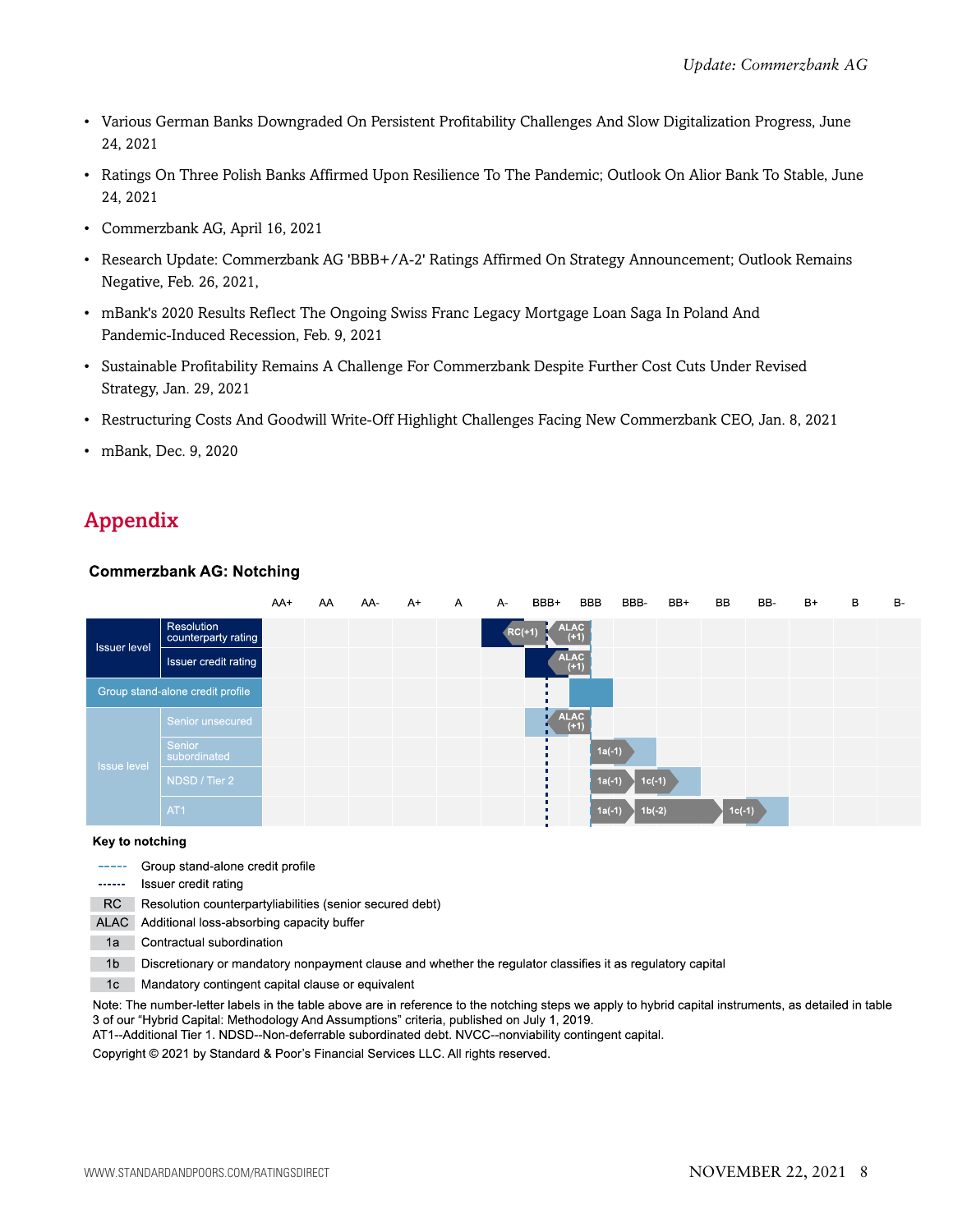- Various German Banks Downgraded On Persistent Profitability Challenges And Slow Digitalization Progress, June 24, 2021
- Ratings On Three Polish Banks Affirmed Upon Resilience To The Pandemic; Outlook On Alior Bank To Stable, June 24, 2021
- Commerzbank AG, April 16, 2021
- Research Update: Commerzbank AG 'BBB+/A-2' Ratings Affirmed On Strategy Announcement; Outlook Remains Negative, Feb. 26, 2021,
- mBank's 2020 Results Reflect The Ongoing Swiss Franc Legacy Mortgage Loan Saga In Poland And Pandemic-Induced Recession, Feb. 9, 2021
- Sustainable Profitability Remains A Challenge For Commerzbank Despite Further Cost Cuts Under Revised Strategy, Jan. 29, 2021
- Restructuring Costs And Goodwill Write-Off Highlight Challenges Facing New Commerzbank CEO, Jan. 8, 2021
- mBank, Dec. 9, 2020

## Appendix

**Commerzbank AG: Notching**

| | | AA+ | AA | AA- | A+ | A | A- | BBB+ | BBB | BBB- | BB+ | BB | BB- | B+ | B | B- |
|---|---|---|---|---|---|---|---|---|---|---|---|---|---|---|---|---|
| Issuer level | Resolution counterparty rating | | | | | | RC(+1) | ALAC (+1) | | | | | | | | |
| | Issuer credit rating | | | | | | | ALAC (+1) | | | | | | | | |
| Group stand-alone credit profile | | | | | | | | | ■ | | | | | | | |
| Issue level | Senior unsecured | | | | | | | ALAC (+1) | | | | | | | | |
| | Senior subordinated | | | | | | | | 1a(-1) | | | | | | | |
| | NDSD / Tier 2 | | | | | | | | 1a(-1) | 1c(-1) | | | | | | |
| | AT1 | | | | | | | | 1a(-1) | 1b(-2) | | 1c(-1) | | | | |

**Key to notching**

- ----- Group stand-alone credit profile
- ······ Issuer credit rating
- RC: Resolution counterpartyliabilities (senior secured debt)
- ALAC: Additional loss-absorbing capacity buffer
- 1a: Contractual subordination
- 1b: Discretionary or mandatory nonpayment clause and whether the regulator classifies it as regulatory capital
- 1c: Mandatory contingent capital clause or equivalent

Note: The number-letter labels in the table above are in reference to the notching steps we apply to hybrid capital instruments, as detailed in table 3 of our "Hybrid Capital: Methodology And Assumptions" criteria, published on July 1, 2019.
AT1--Additional Tier 1. NDSD--Non-deferrable subordinated debt. NVCC--nonviability contingent capital.

Copyright © 2021 by Standard & Poor's Financial Services LLC. All rights reserved.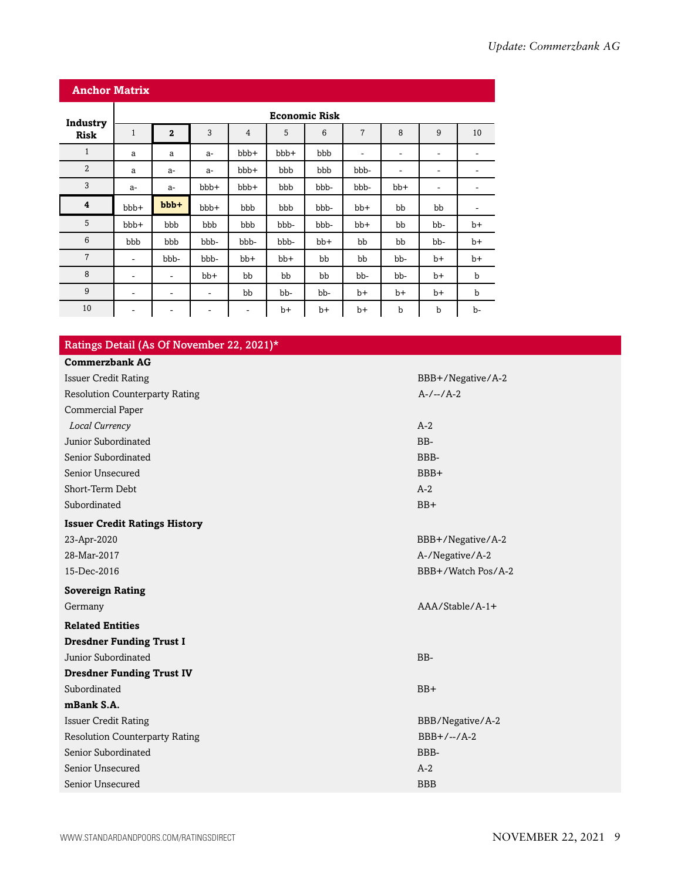## Anchor Matrix

| Industry Risk | Economic Risk | | | | | | | | | |
|---|---|---|---|---|---|---|---|---|---|---|
| | 1 | **2** | 3 | 4 | 5 | 6 | 7 | 8 | 9 | 10 |
| 1 | a | a | a- | bbb+ | bbb+ | bbb | - | - | - | - |
| 2 | a | a- | a- | bbb+ | bbb | bbb | bbb- | - | - | - |
| 3 | a- | a- | bbb+ | bbb+ | bbb | bbb- | bbb- | bb+ | - | - |
| **4** | bbb+ | **bbb+** | bbb+ | bbb | bbb | bbb- | bb+ | bb | bb | - |
| 5 | bbb+ | bbb | bbb | bbb | bbb- | bbb- | bb+ | bb | bb- | b+ |
| 6 | bbb | bbb | bbb- | bbb- | bbb- | bb+ | bb | bb | bb- | b+ |
| 7 | - | bbb- | bbb- | bb+ | bb+ | bb | bb | bb- | b+ | b+ |
| 8 | - | - | bb+ | bb | bb | bb | bb- | bb- | b+ | b |
| 9 | - | - | - | bb | bb- | bb- | b+ | b+ | b+ | b |
| 10 | - | - | - | - | b+ | b+ | b+ | b | b | b- |

## Ratings Detail (As Of November 22, 2021)*

| | |
|---|---|
| **Commerzbank AG** | |
| Issuer Credit Rating | BBB+/Negative/A-2 |
| Resolution Counterparty Rating | A-/--/A-2 |
| Commercial Paper | |
| *Local Currency* | A-2 |
| Junior Subordinated | BB- |
| Senior Subordinated | BBB- |
| Senior Unsecured | BBB+ |
| Short-Term Debt | A-2 |
| Subordinated | BB+ |
| **Issuer Credit Ratings History** | |
| 23-Apr-2020 | BBB+/Negative/A-2 |
| 28-Mar-2017 | A-/Negative/A-2 |
| 15-Dec-2016 | BBB+/Watch Pos/A-2 |
| **Sovereign Rating** | |
| Germany | AAA/Stable/A-1+ |
| **Related Entities** | |
| **Dresdner Funding Trust I** | |
| Junior Subordinated | BB- |
| **Dresdner Funding Trust IV** | |
| Subordinated | BB+ |
| **mBank S.A.** | |
| Issuer Credit Rating | BBB/Negative/A-2 |
| Resolution Counterparty Rating | BBB+/--/A-2 |
| Senior Subordinated | BBB- |
| Senior Unsecured | A-2 |
| Senior Unsecured | BBB |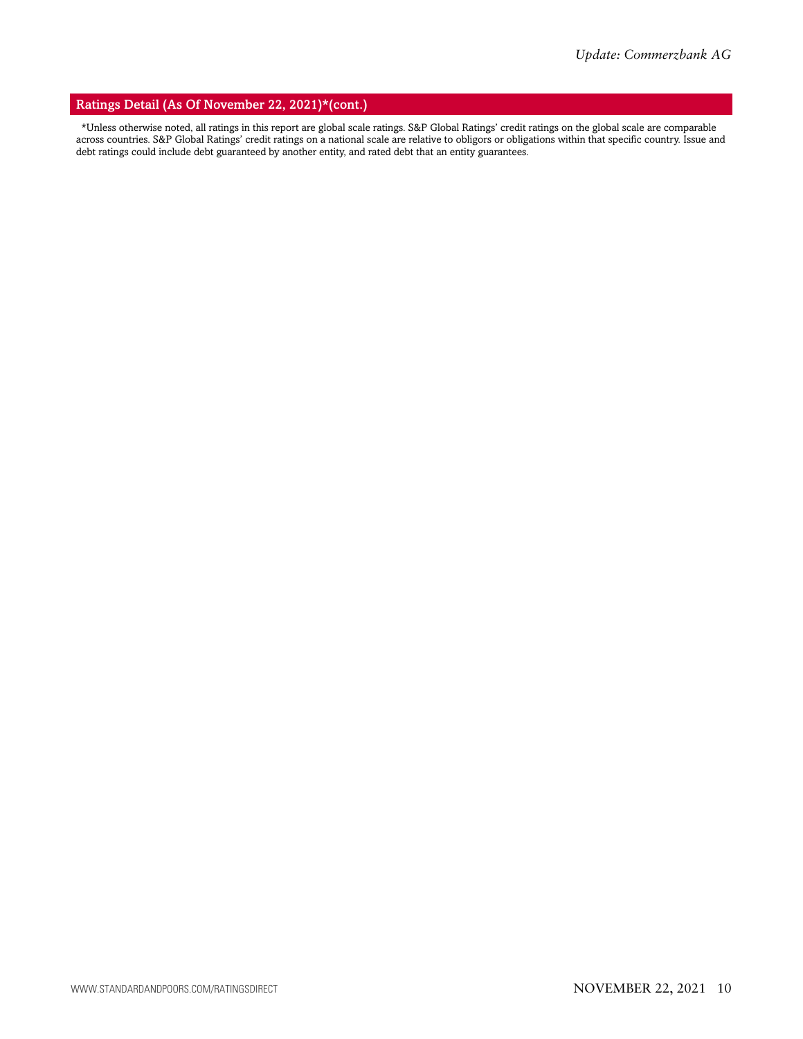## Ratings Detail (As Of November 22, 2021)*(cont.)

*Unless otherwise noted, all ratings in this report are global scale ratings. S&P Global Ratings' credit ratings on the global scale are comparable across countries. S&P Global Ratings' credit ratings on a national scale are relative to obligors or obligations within that specific country. Issue and debt ratings could include debt guaranteed by another entity, and rated debt that an entity guarantees.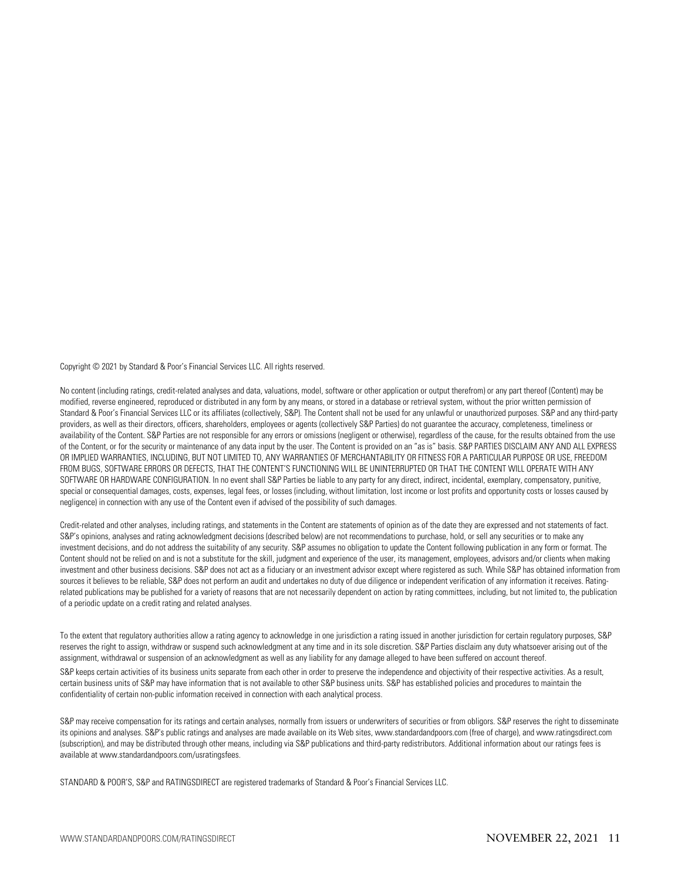Copyright © 2021 by Standard & Poor's Financial Services LLC. All rights reserved.

No content (including ratings, credit-related analyses and data, valuations, model, software or other application or output therefrom) or any part thereof (Content) may be modified, reverse engineered, reproduced or distributed in any form by any means, or stored in a database or retrieval system, without the prior written permission of Standard & Poor's Financial Services LLC or its affiliates (collectively, S&P). The Content shall not be used for any unlawful or unauthorized purposes. S&P and any third-party providers, as well as their directors, officers, shareholders, employees or agents (collectively S&P Parties) do not guarantee the accuracy, completeness, timeliness or availability of the Content. S&P Parties are not responsible for any errors or omissions (negligent or otherwise), regardless of the cause, for the results obtained from the use of the Content, or for the security or maintenance of any data input by the user. The Content is provided on an "as is" basis. S&P PARTIES DISCLAIM ANY AND ALL EXPRESS OR IMPLIED WARRANTIES, INCLUDING, BUT NOT LIMITED TO, ANY WARRANTIES OF MERCHANTABILITY OR FITNESS FOR A PARTICULAR PURPOSE OR USE, FREEDOM FROM BUGS, SOFTWARE ERRORS OR DEFECTS, THAT THE CONTENT'S FUNCTIONING WILL BE UNINTERRUPTED OR THAT THE CONTENT WILL OPERATE WITH ANY SOFTWARE OR HARDWARE CONFIGURATION. In no event shall S&P Parties be liable to any party for any direct, indirect, incidental, exemplary, compensatory, punitive, special or consequential damages, costs, expenses, legal fees, or losses (including, without limitation, lost income or lost profits and opportunity costs or losses caused by negligence) in connection with any use of the Content even if advised of the possibility of such damages.

Credit-related and other analyses, including ratings, and statements in the Content are statements of opinion as of the date they are expressed and not statements of fact. S&P's opinions, analyses and rating acknowledgment decisions (described below) are not recommendations to purchase, hold, or sell any securities or to make any investment decisions, and do not address the suitability of any security. S&P assumes no obligation to update the Content following publication in any form or format. The Content should not be relied on and is not a substitute for the skill, judgment and experience of the user, its management, employees, advisors and/or clients when making investment and other business decisions. S&P does not act as a fiduciary or an investment advisor except where registered as such. While S&P has obtained information from sources it believes to be reliable, S&P does not perform an audit and undertakes no duty of due diligence or independent verification of any information it receives. Rating-related publications may be published for a variety of reasons that are not necessarily dependent on action by rating committees, including, but not limited to, the publication of a periodic update on a credit rating and related analyses.

To the extent that regulatory authorities allow a rating agency to acknowledge in one jurisdiction a rating issued in another jurisdiction for certain regulatory purposes, S&P reserves the right to assign, withdraw or suspend such acknowledgment at any time and in its sole discretion. S&P Parties disclaim any duty whatsoever arising out of the assignment, withdrawal or suspension of an acknowledgment as well as any liability for any damage alleged to have been suffered on account thereof.

S&P keeps certain activities of its business units separate from each other in order to preserve the independence and objectivity of their respective activities. As a result, certain business units of S&P may have information that is not available to other S&P business units. S&P has established policies and procedures to maintain the confidentiality of certain non-public information received in connection with each analytical process.

S&P may receive compensation for its ratings and certain analyses, normally from issuers or underwriters of securities or from obligors. S&P reserves the right to disseminate its opinions and analyses. S&P's public ratings and analyses are made available on its Web sites, www.standardandpoors.com (free of charge), and www.ratingsdirect.com (subscription), and may be distributed through other means, including via S&P publications and third-party redistributors. Additional information about our ratings fees is available at www.standardandpoors.com/usratingsfees.

STANDARD & POOR'S, S&P and RATINGSDIRECT are registered trademarks of Standard & Poor's Financial Services LLC.